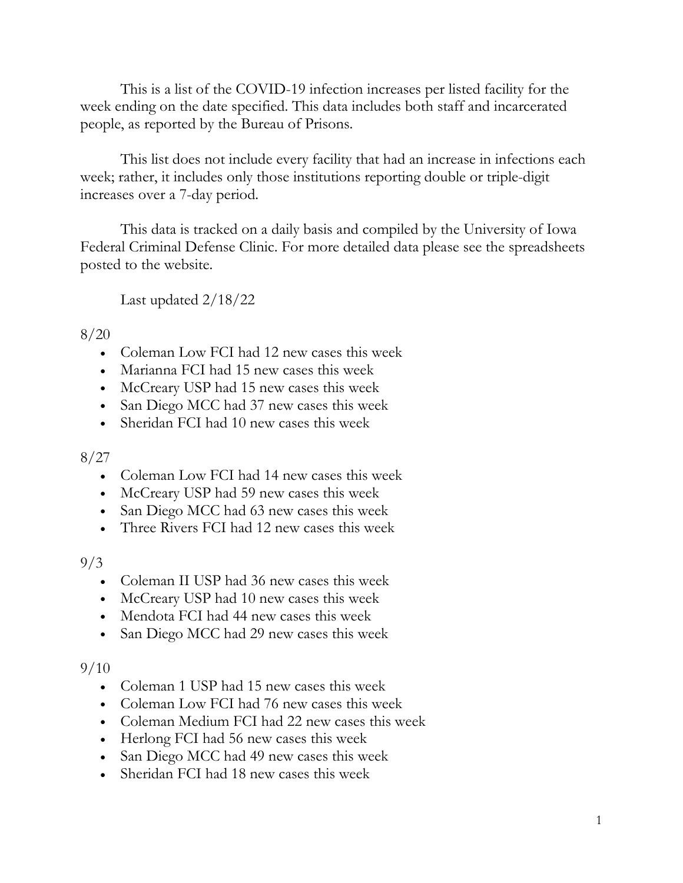This is a list of the COVID-19 infection increases per listed facility for the week ending on the date specified. This data includes both staff and incarcerated people, as reported by the Bureau of Prisons.

This list does not include every facility that had an increase in infections each week; rather, it includes only those institutions reporting double or triple-digit increases over a 7-day period.

This data is tracked on a daily basis and compiled by the University of Iowa Federal Criminal Defense Clinic. For more detailed data please see the spreadsheets posted to the website.

Last updated 2/18/22

8/20

- Coleman Low FCI had 12 new cases this week
- Marianna FCI had 15 new cases this week
- McCreary USP had 15 new cases this week
- San Diego MCC had 37 new cases this week
- Sheridan FCI had 10 new cases this week

8/27

- Coleman Low FCI had 14 new cases this week
- McCreary USP had 59 new cases this week
- San Diego MCC had 63 new cases this week
- Three Rivers FCI had 12 new cases this week

9/3

- Coleman II USP had 36 new cases this week
- McCreary USP had 10 new cases this week
- Mendota FCI had 44 new cases this week
- San Diego MCC had 29 new cases this week

9/10

- Coleman 1 USP had 15 new cases this week
- Coleman Low FCI had 76 new cases this week
- Coleman Medium FCI had 22 new cases this week
- Herlong FCI had 56 new cases this week
- San Diego MCC had 49 new cases this week
- Sheridan FCI had 18 new cases this week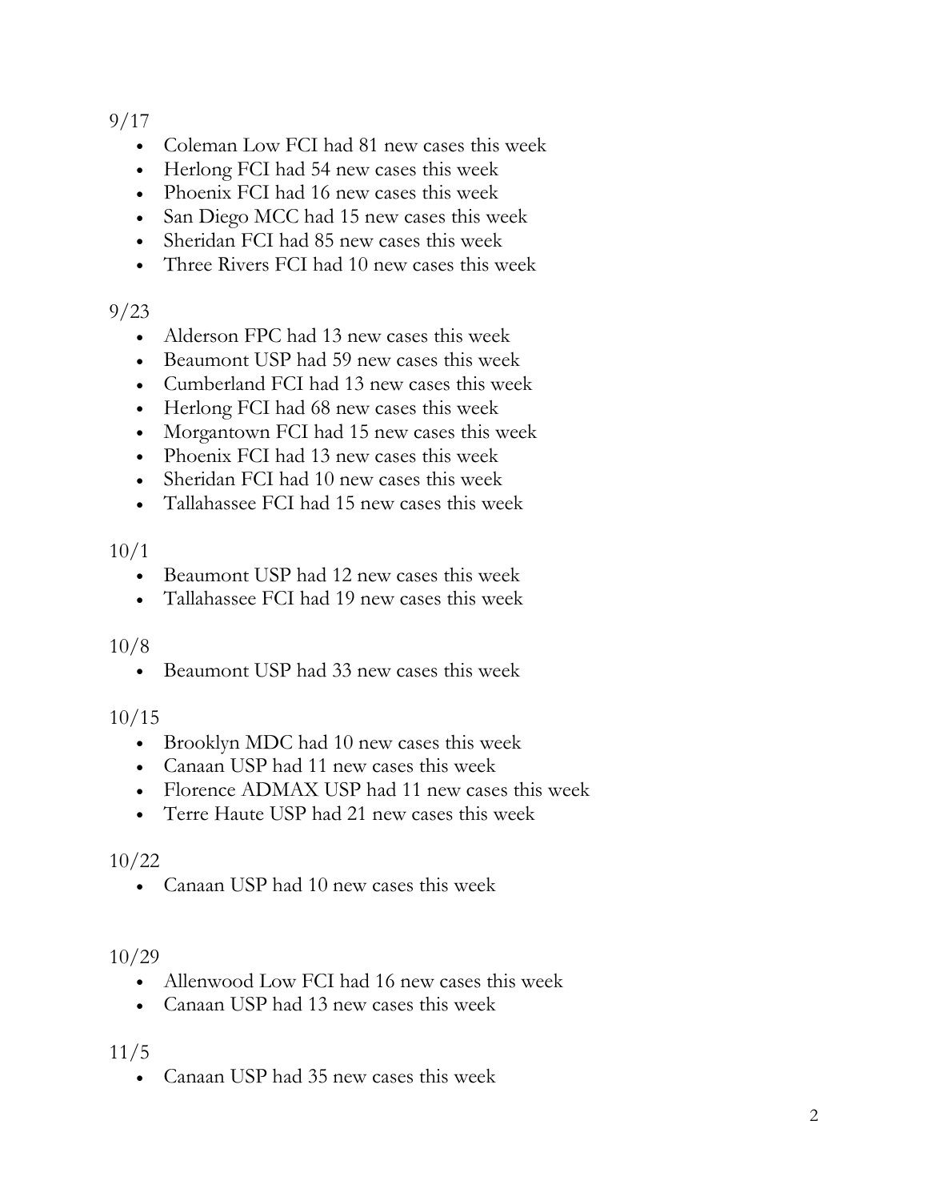9/17

- Coleman Low FCI had 81 new cases this week
- Herlong FCI had 54 new cases this week
- Phoenix FCI had 16 new cases this week
- San Diego MCC had 15 new cases this week
- Sheridan FCI had 85 new cases this week
- Three Rivers FCI had 10 new cases this week

9/23

- Alderson FPC had 13 new cases this week
- Beaumont USP had 59 new cases this week
- Cumberland FCI had 13 new cases this week
- Herlong FCI had 68 new cases this week
- Morgantown FCI had 15 new cases this week
- Phoenix FCI had 13 new cases this week
- Sheridan FCI had 10 new cases this week
- Tallahassee FCI had 15 new cases this week

10/1

- Beaumont USP had 12 new cases this week
- Tallahassee FCI had 19 new cases this week

10/8

- Beaumont USP had 33 new cases this week

10/15

- Brooklyn MDC had 10 new cases this week
- Canaan USP had 11 new cases this week
- Florence ADMAX USP had 11 new cases this week
- Terre Haute USP had 21 new cases this week

10/22

- Canaan USP had 10 new cases this week

10/29

- Allenwood Low FCI had 16 new cases this week
- Canaan USP had 13 new cases this week

11/5

- Canaan USP had 35 new cases this week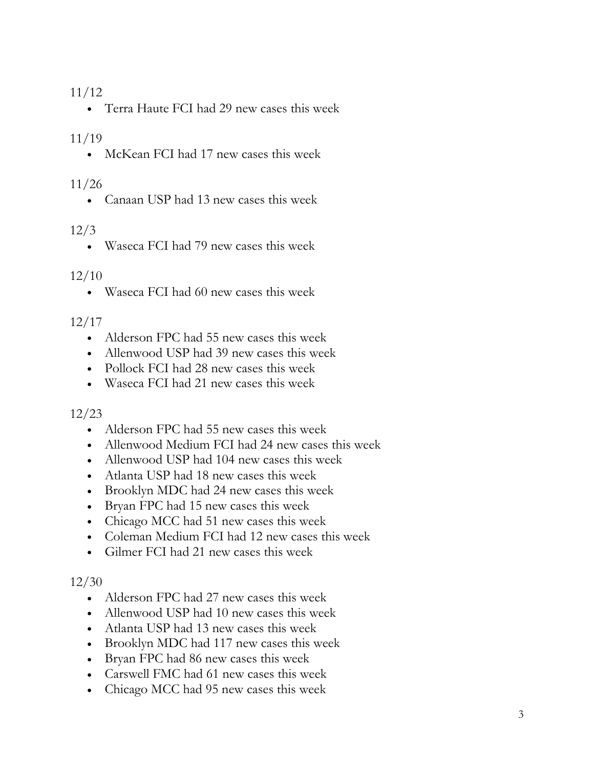11/12

- Terra Haute FCI had 29 new cases this week

11/19

- McKean FCI had 17 new cases this week

11/26

- Canaan USP had 13 new cases this week

12/3

- Waseca FCI had 79 new cases this week

12/10

- Waseca FCI had 60 new cases this week

12/17

- Alderson FPC had 55 new cases this week
- Allenwood USP had 39 new cases this week
- Pollock FCI had 28 new cases this week
- Waseca FCI had 21 new cases this week

12/23

- Alderson FPC had 55 new cases this week
- Allenwood Medium FCI had 24 new cases this week
- Allenwood USP had 104 new cases this week
- Atlanta USP had 18 new cases this week
- Brooklyn MDC had 24 new cases this week
- Bryan FPC had 15 new cases this week
- Chicago MCC had 51 new cases this week
- Coleman Medium FCI had 12 new cases this week
- Gilmer FCI had 21 new cases this week

12/30

- Alderson FPC had 27 new cases this week
- Allenwood USP had 10 new cases this week
- Atlanta USP had 13 new cases this week
- Brooklyn MDC had 117 new cases this week
- Bryan FPC had 86 new cases this week
- Carswell FMC had 61 new cases this week
- Chicago MCC had 95 new cases this week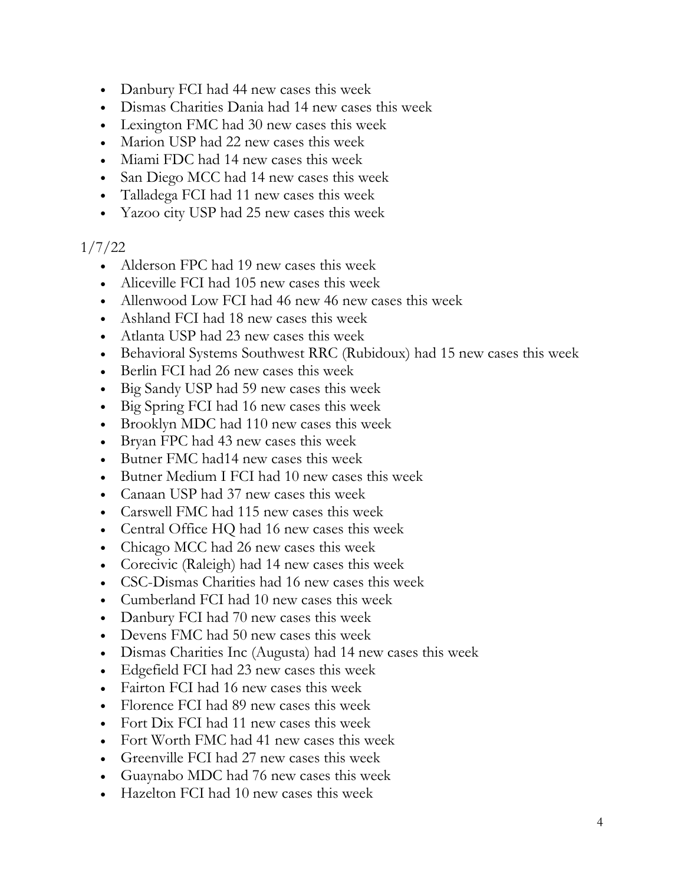- Danbury FCI had 44 new cases this week
- Dismas Charities Dania had 14 new cases this week
- Lexington FMC had 30 new cases this week
- Marion USP had 22 new cases this week
- Miami FDC had 14 new cases this week
- San Diego MCC had 14 new cases this week
- Talladega FCI had 11 new cases this week
- Yazoo city USP had 25 new cases this week

1/7/22

- Alderson FPC had 19 new cases this week
- Aliceville FCI had 105 new cases this week
- Allenwood Low FCI had 46 new 46 new cases this week
- Ashland FCI had 18 new cases this week
- Atlanta USP had 23 new cases this week
- Behavioral Systems Southwest RRC (Rubidoux) had 15 new cases this week
- Berlin FCI had 26 new cases this week
- Big Sandy USP had 59 new cases this week
- Big Spring FCI had 16 new cases this week
- Brooklyn MDC had 110 new cases this week
- Bryan FPC had 43 new cases this week
- Butner FMC had14 new cases this week
- Butner Medium I FCI had 10 new cases this week
- Canaan USP had 37 new cases this week
- Carswell FMC had 115 new cases this week
- Central Office HQ had 16 new cases this week
- Chicago MCC had 26 new cases this week
- Corecivic (Raleigh) had 14 new cases this week
- CSC-Dismas Charities had 16 new cases this week
- Cumberland FCI had 10 new cases this week
- Danbury FCI had 70 new cases this week
- Devens FMC had 50 new cases this week
- Dismas Charities Inc (Augusta) had 14 new cases this week
- Edgefield FCI had 23 new cases this week
- Fairton FCI had 16 new cases this week
- Florence FCI had 89 new cases this week
- Fort Dix FCI had 11 new cases this week
- Fort Worth FMC had 41 new cases this week
- Greenville FCI had 27 new cases this week
- Guaynabo MDC had 76 new cases this week
- Hazelton FCI had 10 new cases this week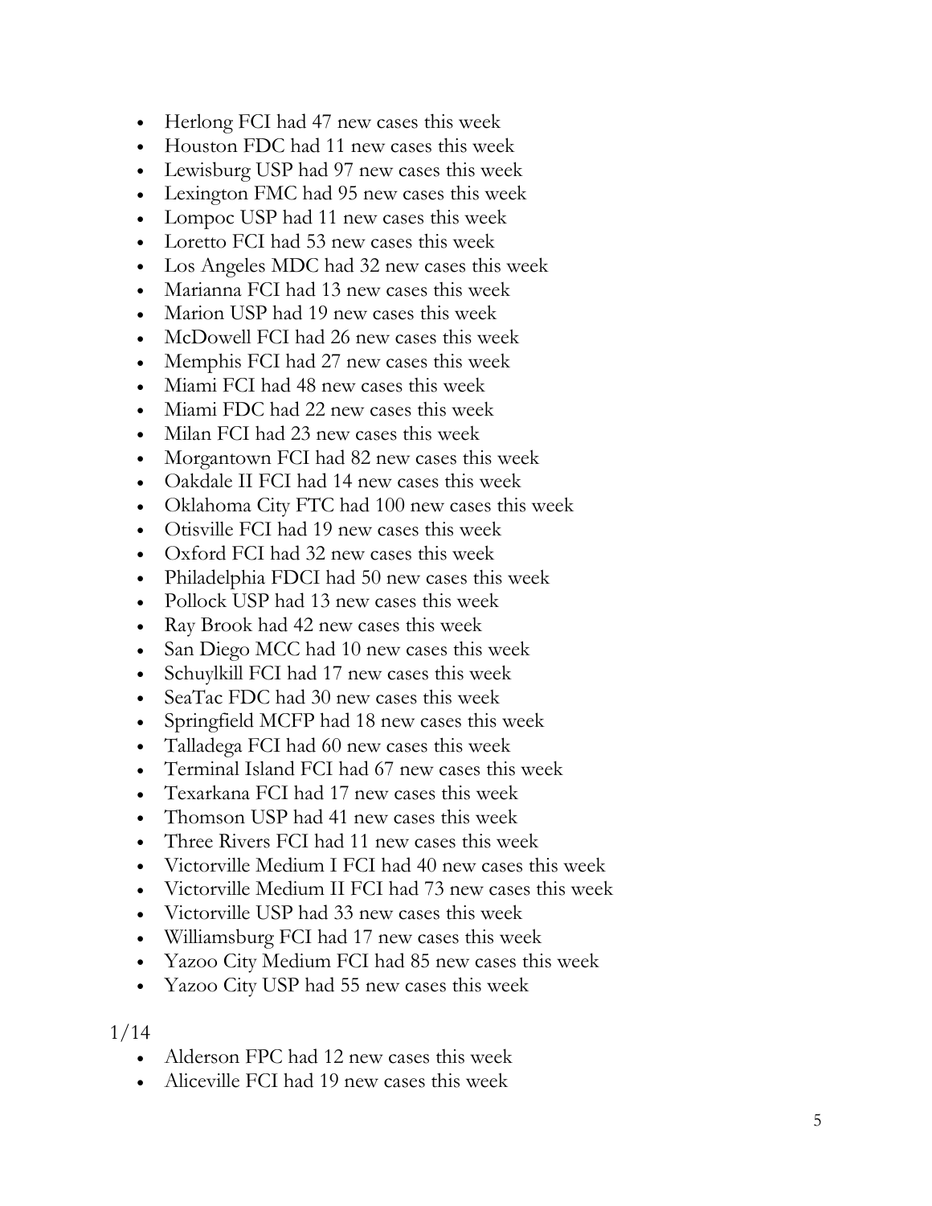- Herlong FCI had 47 new cases this week
- Houston FDC had 11 new cases this week
- Lewisburg USP had 97 new cases this week
- Lexington FMC had 95 new cases this week
- Lompoc USP had 11 new cases this week
- Loretto FCI had 53 new cases this week
- Los Angeles MDC had 32 new cases this week
- Marianna FCI had 13 new cases this week
- Marion USP had 19 new cases this week
- McDowell FCI had 26 new cases this week
- Memphis FCI had 27 new cases this week
- Miami FCI had 48 new cases this week
- Miami FDC had 22 new cases this week
- Milan FCI had 23 new cases this week
- Morgantown FCI had 82 new cases this week
- Oakdale II FCI had 14 new cases this week
- Oklahoma City FTC had 100 new cases this week
- Otisville FCI had 19 new cases this week
- Oxford FCI had 32 new cases this week
- Philadelphia FDCI had 50 new cases this week
- Pollock USP had 13 new cases this week
- Ray Brook had 42 new cases this week
- San Diego MCC had 10 new cases this week
- Schuylkill FCI had 17 new cases this week
- SeaTac FDC had 30 new cases this week
- Springfield MCFP had 18 new cases this week
- Talladega FCI had 60 new cases this week
- Terminal Island FCI had 67 new cases this week
- Texarkana FCI had 17 new cases this week
- Thomson USP had 41 new cases this week
- Three Rivers FCI had 11 new cases this week
- Victorville Medium I FCI had 40 new cases this week
- Victorville Medium II FCI had 73 new cases this week
- Victorville USP had 33 new cases this week
- Williamsburg FCI had 17 new cases this week
- Yazoo City Medium FCI had 85 new cases this week
- Yazoo City USP had 55 new cases this week

1/14

- Alderson FPC had 12 new cases this week
- Aliceville FCI had 19 new cases this week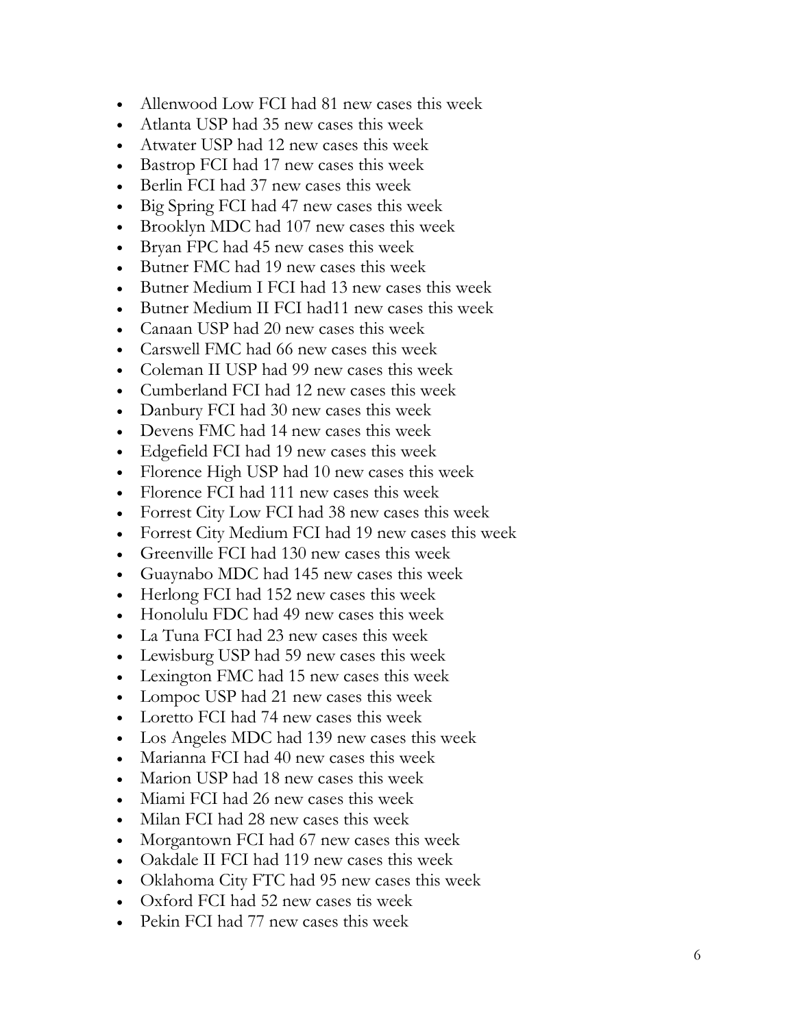- Allenwood Low FCI had 81 new cases this week
- Atlanta USP had 35 new cases this week
- Atwater USP had 12 new cases this week
- Bastrop FCI had 17 new cases this week
- Berlin FCI had 37 new cases this week
- Big Spring FCI had 47 new cases this week
- Brooklyn MDC had 107 new cases this week
- Bryan FPC had 45 new cases this week
- Butner FMC had 19 new cases this week
- Butner Medium I FCI had 13 new cases this week
- Butner Medium II FCI had11 new cases this week
- Canaan USP had 20 new cases this week
- Carswell FMC had 66 new cases this week
- Coleman II USP had 99 new cases this week
- Cumberland FCI had 12 new cases this week
- Danbury FCI had 30 new cases this week
- Devens FMC had 14 new cases this week
- Edgefield FCI had 19 new cases this week
- Florence High USP had 10 new cases this week
- Florence FCI had 111 new cases this week
- Forrest City Low FCI had 38 new cases this week
- Forrest City Medium FCI had 19 new cases this week
- Greenville FCI had 130 new cases this week
- Guaynabo MDC had 145 new cases this week
- Herlong FCI had 152 new cases this week
- Honolulu FDC had 49 new cases this week
- La Tuna FCI had 23 new cases this week
- Lewisburg USP had 59 new cases this week
- Lexington FMC had 15 new cases this week
- Lompoc USP had 21 new cases this week
- Loretto FCI had 74 new cases this week
- Los Angeles MDC had 139 new cases this week
- Marianna FCI had 40 new cases this week
- Marion USP had 18 new cases this week
- Miami FCI had 26 new cases this week
- Milan FCI had 28 new cases this week
- Morgantown FCI had 67 new cases this week
- Oakdale II FCI had 119 new cases this week
- Oklahoma City FTC had 95 new cases this week
- Oxford FCI had 52 new cases tis week
- Pekin FCI had 77 new cases this week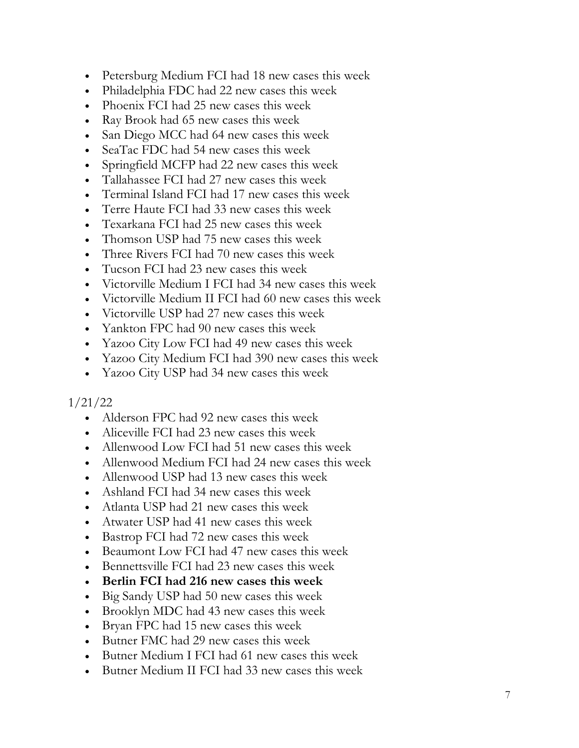- Petersburg Medium FCI had 18 new cases this week
- Philadelphia FDC had 22 new cases this week
- Phoenix FCI had 25 new cases this week
- Ray Brook had 65 new cases this week
- San Diego MCC had 64 new cases this week
- SeaTac FDC had 54 new cases this week
- Springfield MCFP had 22 new cases this week
- Tallahassee FCI had 27 new cases this week
- Terminal Island FCI had 17 new cases this week
- Terre Haute FCI had 33 new cases this week
- Texarkana FCI had 25 new cases this week
- Thomson USP had 75 new cases this week
- Three Rivers FCI had 70 new cases this week
- Tucson FCI had 23 new cases this week
- Victorville Medium I FCI had 34 new cases this week
- Victorville Medium II FCI had 60 new cases this week
- Victorville USP had 27 new cases this week
- Yankton FPC had 90 new cases this week
- Yazoo City Low FCI had 49 new cases this week
- Yazoo City Medium FCI had 390 new cases this week
- Yazoo City USP had 34 new cases this week

1/21/22

- Alderson FPC had 92 new cases this week
- Aliceville FCI had 23 new cases this week
- Allenwood Low FCI had 51 new cases this week
- Allenwood Medium FCI had 24 new cases this week
- Allenwood USP had 13 new cases this week
- Ashland FCI had 34 new cases this week
- Atlanta USP had 21 new cases this week
- Atwater USP had 41 new cases this week
- Bastrop FCI had 72 new cases this week
- Beaumont Low FCI had 47 new cases this week
- Bennettsville FCI had 23 new cases this week
- **Berlin FCI had 216 new cases this week**
- Big Sandy USP had 50 new cases this week
- Brooklyn MDC had 43 new cases this week
- Bryan FPC had 15 new cases this week
- Butner FMC had 29 new cases this week
- Butner Medium I FCI had 61 new cases this week
- Butner Medium II FCI had 33 new cases this week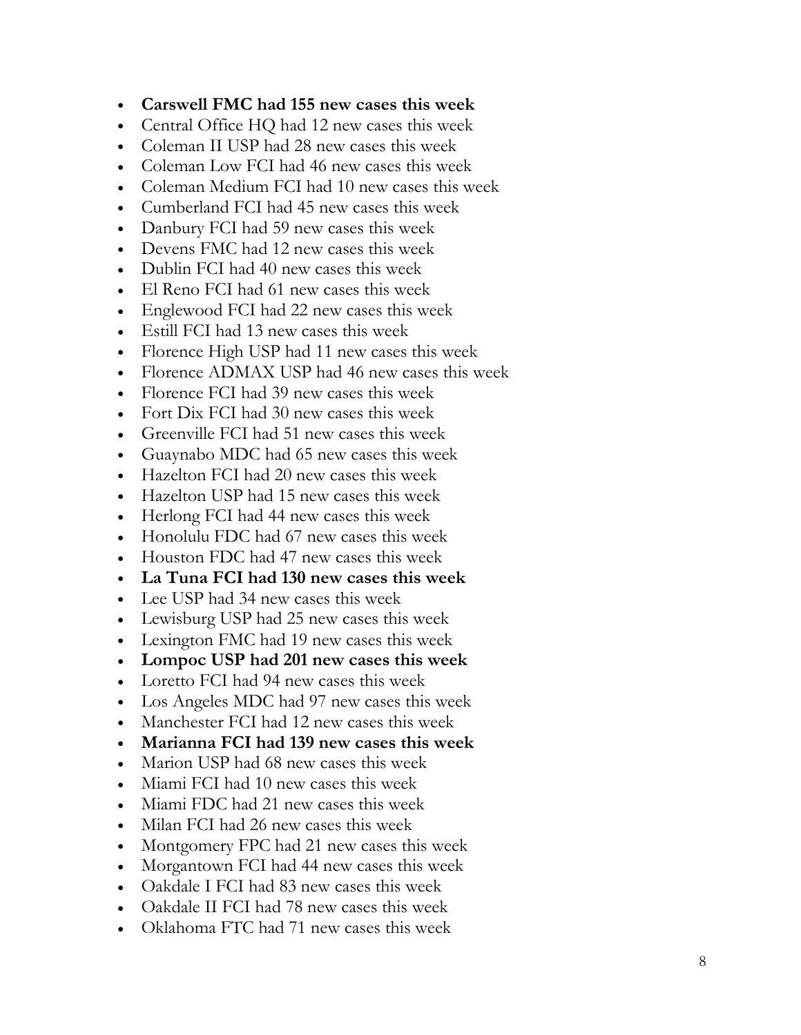- **Carswell FMC had 155 new cases this week**
- Central Office HQ had 12 new cases this week
- Coleman II USP had 28 new cases this week
- Coleman Low FCI had 46 new cases this week
- Coleman Medium FCI had 10 new cases this week
- Cumberland FCI had 45 new cases this week
- Danbury FCI had 59 new cases this week
- Devens FMC had 12 new cases this week
- Dublin FCI had 40 new cases this week
- El Reno FCI had 61 new cases this week
- Englewood FCI had 22 new cases this week
- Estill FCI had 13 new cases this week
- Florence High USP had 11 new cases this week
- Florence ADMAX USP had 46 new cases this week
- Florence FCI had 39 new cases this week
- Fort Dix FCI had 30 new cases this week
- Greenville FCI had 51 new cases this week
- Guaynabo MDC had 65 new cases this week
- Hazelton FCI had 20 new cases this week
- Hazelton USP had 15 new cases this week
- Herlong FCI had 44 new cases this week
- Honolulu FDC had 67 new cases this week
- Houston FDC had 47 new cases this week
- **La Tuna FCI had 130 new cases this week**
- Lee USP had 34 new cases this week
- Lewisburg USP had 25 new cases this week
- Lexington FMC had 19 new cases this week
- **Lompoc USP had 201 new cases this week**
- Loretto FCI had 94 new cases this week
- Los Angeles MDC had 97 new cases this week
- Manchester FCI had 12 new cases this week
- **Marianna FCI had 139 new cases this week**
- Marion USP had 68 new cases this week
- Miami FCI had 10 new cases this week
- Miami FDC had 21 new cases this week
- Milan FCI had 26 new cases this week
- Montgomery FPC had 21 new cases this week
- Morgantown FCI had 44 new cases this week
- Oakdale I FCI had 83 new cases this week
- Oakdale II FCI had 78 new cases this week
- Oklahoma FTC had 71 new cases this week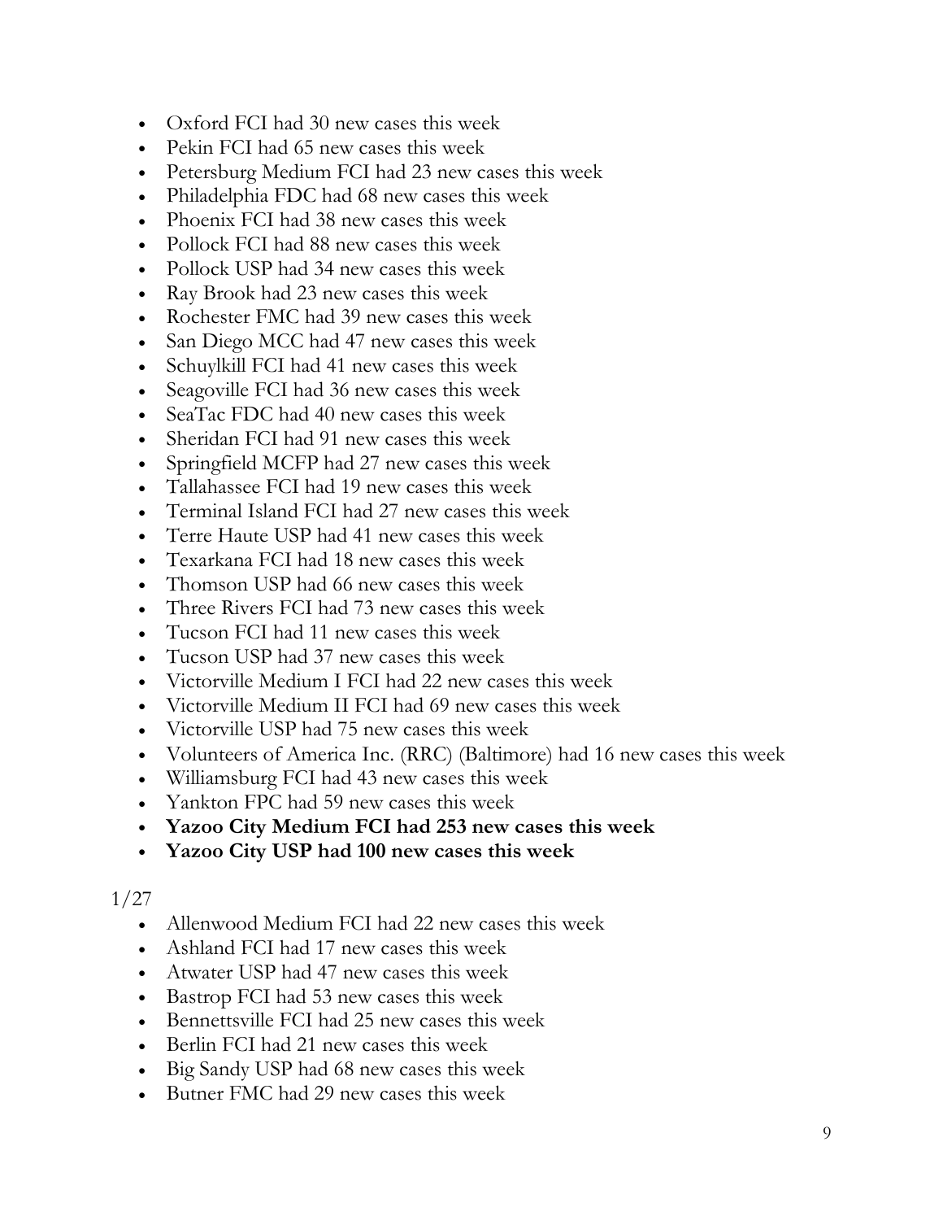- Oxford FCI had 30 new cases this week
- Pekin FCI had 65 new cases this week
- Petersburg Medium FCI had 23 new cases this week
- Philadelphia FDC had 68 new cases this week
- Phoenix FCI had 38 new cases this week
- Pollock FCI had 88 new cases this week
- Pollock USP had 34 new cases this week
- Ray Brook had 23 new cases this week
- Rochester FMC had 39 new cases this week
- San Diego MCC had 47 new cases this week
- Schuylkill FCI had 41 new cases this week
- Seagoville FCI had 36 new cases this week
- SeaTac FDC had 40 new cases this week
- Sheridan FCI had 91 new cases this week
- Springfield MCFP had 27 new cases this week
- Tallahassee FCI had 19 new cases this week
- Terminal Island FCI had 27 new cases this week
- Terre Haute USP had 41 new cases this week
- Texarkana FCI had 18 new cases this week
- Thomson USP had 66 new cases this week
- Three Rivers FCI had 73 new cases this week
- Tucson FCI had 11 new cases this week
- Tucson USP had 37 new cases this week
- Victorville Medium I FCI had 22 new cases this week
- Victorville Medium II FCI had 69 new cases this week
- Victorville USP had 75 new cases this week
- Volunteers of America Inc. (RRC) (Baltimore) had 16 new cases this week
- Williamsburg FCI had 43 new cases this week
- Yankton FPC had 59 new cases this week
- **Yazoo City Medium FCI had 253 new cases this week**
- **Yazoo City USP had 100 new cases this week**

1/27

- Allenwood Medium FCI had 22 new cases this week
- Ashland FCI had 17 new cases this week
- Atwater USP had 47 new cases this week
- Bastrop FCI had 53 new cases this week
- Bennettsville FCI had 25 new cases this week
- Berlin FCI had 21 new cases this week
- Big Sandy USP had 68 new cases this week
- Butner FMC had 29 new cases this week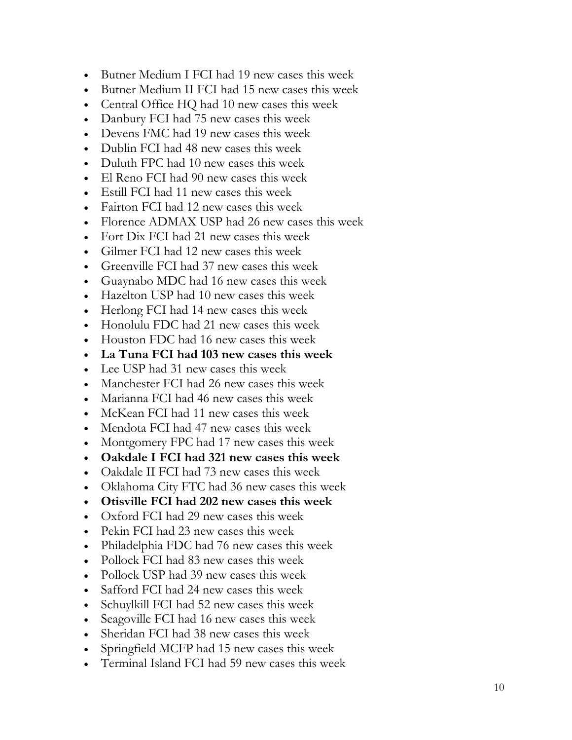- Butner Medium I FCI had 19 new cases this week
- Butner Medium II FCI had 15 new cases this week
- Central Office HQ had 10 new cases this week
- Danbury FCI had 75 new cases this week
- Devens FMC had 19 new cases this week
- Dublin FCI had 48 new cases this week
- Duluth FPC had 10 new cases this week
- El Reno FCI had 90 new cases this week
- Estill FCI had 11 new cases this week
- Fairton FCI had 12 new cases this week
- Florence ADMAX USP had 26 new cases this week
- Fort Dix FCI had 21 new cases this week
- Gilmer FCI had 12 new cases this week
- Greenville FCI had 37 new cases this week
- Guaynabo MDC had 16 new cases this week
- Hazelton USP had 10 new cases this week
- Herlong FCI had 14 new cases this week
- Honolulu FDC had 21 new cases this week
- Houston FDC had 16 new cases this week
- **La Tuna FCI had 103 new cases this week**
- Lee USP had 31 new cases this week
- Manchester FCI had 26 new cases this week
- Marianna FCI had 46 new cases this week
- McKean FCI had 11 new cases this week
- Mendota FCI had 47 new cases this week
- Montgomery FPC had 17 new cases this week
- **Oakdale I FCI had 321 new cases this week**
- Oakdale II FCI had 73 new cases this week
- Oklahoma City FTC had 36 new cases this week
- **Otisville FCI had 202 new cases this week**
- Oxford FCI had 29 new cases this week
- Pekin FCI had 23 new cases this week
- Philadelphia FDC had 76 new cases this week
- Pollock FCI had 83 new cases this week
- Pollock USP had 39 new cases this week
- Safford FCI had 24 new cases this week
- Schuylkill FCI had 52 new cases this week
- Seagoville FCI had 16 new cases this week
- Sheridan FCI had 38 new cases this week
- Springfield MCFP had 15 new cases this week
- Terminal Island FCI had 59 new cases this week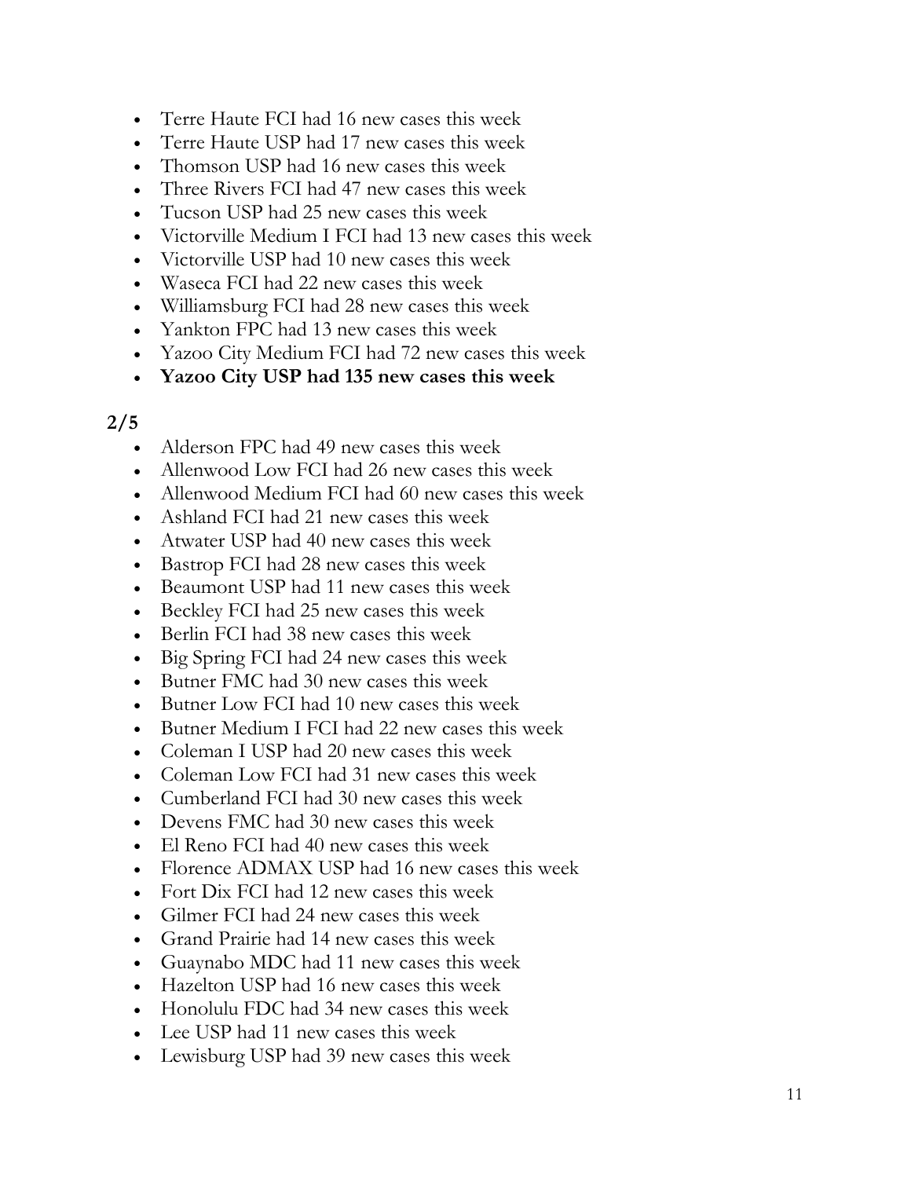- Terre Haute FCI had 16 new cases this week
- Terre Haute USP had 17 new cases this week
- Thomson USP had 16 new cases this week
- Three Rivers FCI had 47 new cases this week
- Tucson USP had 25 new cases this week
- Victorville Medium I FCI had 13 new cases this week
- Victorville USP had 10 new cases this week
- Waseca FCI had 22 new cases this week
- Williamsburg FCI had 28 new cases this week
- Yankton FPC had 13 new cases this week
- Yazoo City Medium FCI had 72 new cases this week
- **Yazoo City USP had 135 new cases this week**

**2/5**

- Alderson FPC had 49 new cases this week
- Allenwood Low FCI had 26 new cases this week
- Allenwood Medium FCI had 60 new cases this week
- Ashland FCI had 21 new cases this week
- Atwater USP had 40 new cases this week
- Bastrop FCI had 28 new cases this week
- Beaumont USP had 11 new cases this week
- Beckley FCI had 25 new cases this week
- Berlin FCI had 38 new cases this week
- Big Spring FCI had 24 new cases this week
- Butner FMC had 30 new cases this week
- Butner Low FCI had 10 new cases this week
- Butner Medium I FCI had 22 new cases this week
- Coleman I USP had 20 new cases this week
- Coleman Low FCI had 31 new cases this week
- Cumberland FCI had 30 new cases this week
- Devens FMC had 30 new cases this week
- El Reno FCI had 40 new cases this week
- Florence ADMAX USP had 16 new cases this week
- Fort Dix FCI had 12 new cases this week
- Gilmer FCI had 24 new cases this week
- Grand Prairie had 14 new cases this week
- Guaynabo MDC had 11 new cases this week
- Hazelton USP had 16 new cases this week
- Honolulu FDC had 34 new cases this week
- Lee USP had 11 new cases this week
- Lewisburg USP had 39 new cases this week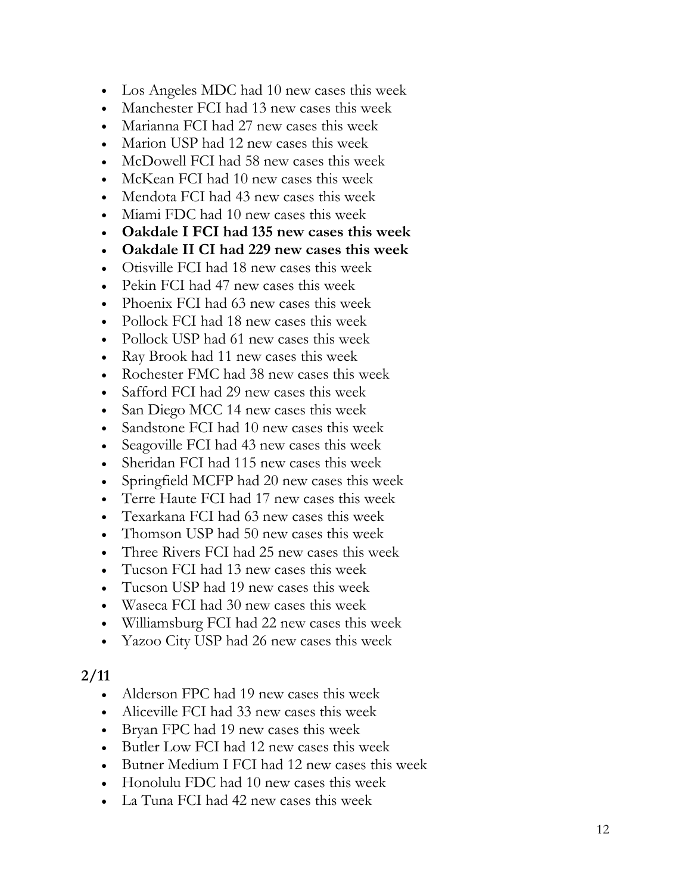- Los Angeles MDC had 10 new cases this week
- Manchester FCI had 13 new cases this week
- Marianna FCI had 27 new cases this week
- Marion USP had 12 new cases this week
- McDowell FCI had 58 new cases this week
- McKean FCI had 10 new cases this week
- Mendota FCI had 43 new cases this week
- Miami FDC had 10 new cases this week
- **Oakdale I FCI had 135 new cases this week**
- **Oakdale II CI had 229 new cases this week**
- Otisville FCI had 18 new cases this week
- Pekin FCI had 47 new cases this week
- Phoenix FCI had 63 new cases this week
- Pollock FCI had 18 new cases this week
- Pollock USP had 61 new cases this week
- Ray Brook had 11 new cases this week
- Rochester FMC had 38 new cases this week
- Safford FCI had 29 new cases this week
- San Diego MCC 14 new cases this week
- Sandstone FCI had 10 new cases this week
- Seagoville FCI had 43 new cases this week
- Sheridan FCI had 115 new cases this week
- Springfield MCFP had 20 new cases this week
- Terre Haute FCI had 17 new cases this week
- Texarkana FCI had 63 new cases this week
- Thomson USP had 50 new cases this week
- Three Rivers FCI had 25 new cases this week
- Tucson FCI had 13 new cases this week
- Tucson USP had 19 new cases this week
- Waseca FCI had 30 new cases this week
- Williamsburg FCI had 22 new cases this week
- Yazoo City USP had 26 new cases this week

**2/11**

- Alderson FPC had 19 new cases this week
- Aliceville FCI had 33 new cases this week
- Bryan FPC had 19 new cases this week
- Butler Low FCI had 12 new cases this week
- Butner Medium I FCI had 12 new cases this week
- Honolulu FDC had 10 new cases this week
- La Tuna FCI had 42 new cases this week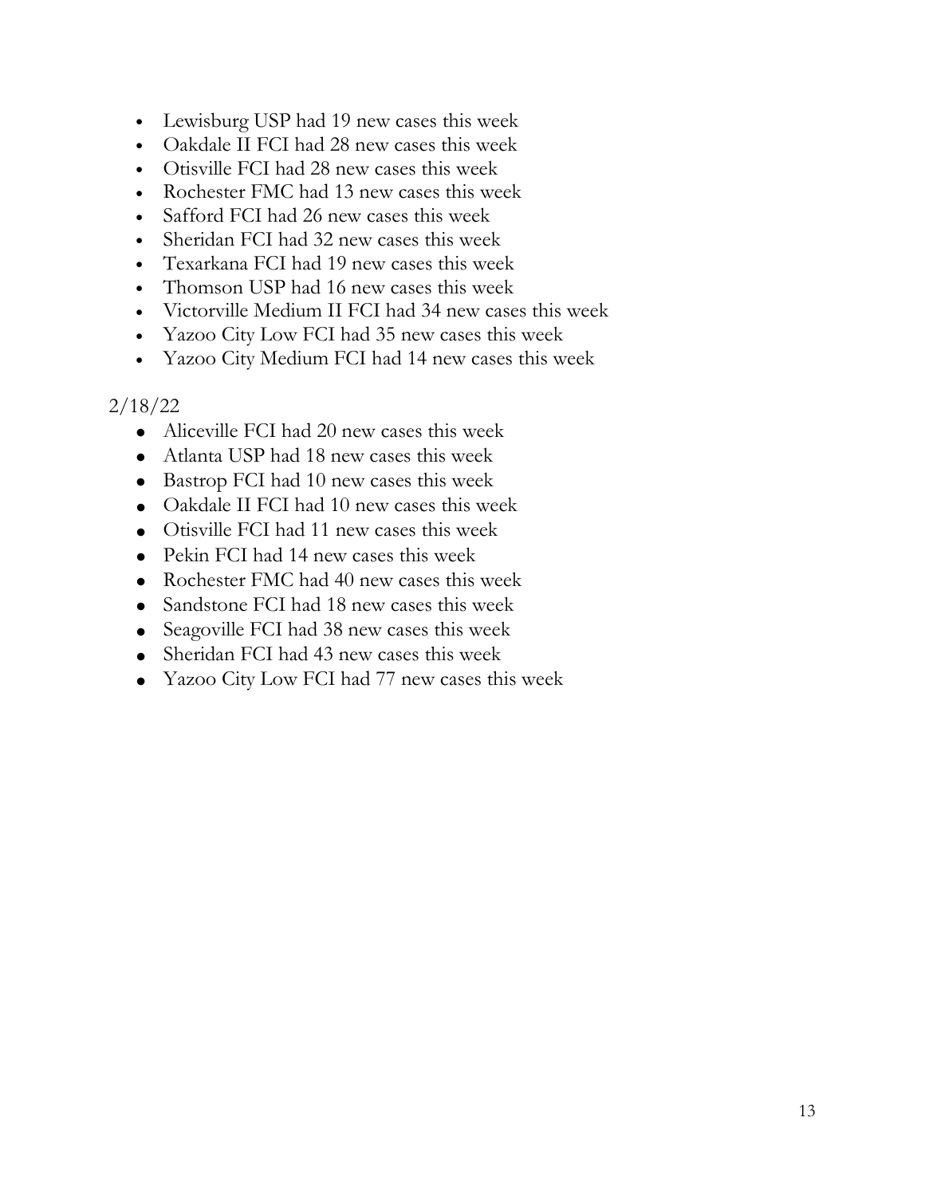- Lewisburg USP had 19 new cases this week
- Oakdale II FCI had 28 new cases this week
- Otisville FCI had 28 new cases this week
- Rochester FMC had 13 new cases this week
- Safford FCI had 26 new cases this week
- Sheridan FCI had 32 new cases this week
- Texarkana FCI had 19 new cases this week
- Thomson USP had 16 new cases this week
- Victorville Medium II FCI had 34 new cases this week
- Yazoo City Low FCI had 35 new cases this week
- Yazoo City Medium FCI had 14 new cases this week

2/18/22

- Aliceville FCI had 20 new cases this week
- Atlanta USP had 18 new cases this week
- Bastrop FCI had 10 new cases this week
- Oakdale II FCI had 10 new cases this week
- Otisville FCI had 11 new cases this week
- Pekin FCI had 14 new cases this week
- Rochester FMC had 40 new cases this week
- Sandstone FCI had 18 new cases this week
- Seagoville FCI had 38 new cases this week
- Sheridan FCI had 43 new cases this week
- Yazoo City Low FCI had 77 new cases this week